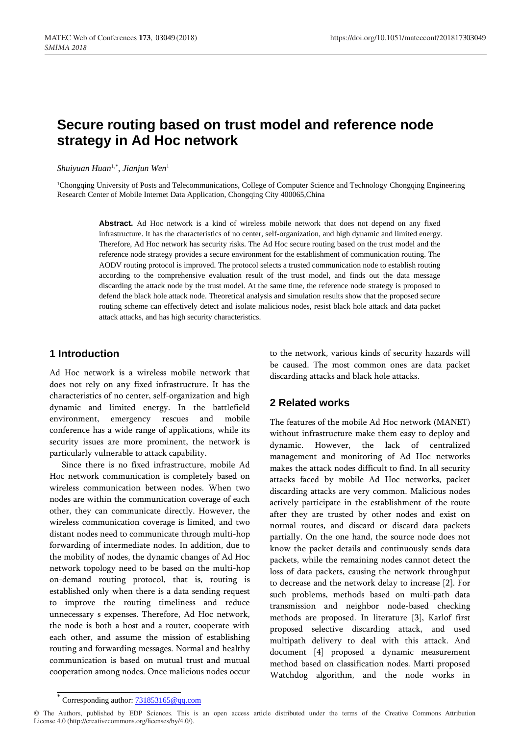# Secure routing based on trust model and reference node strategy in Ad Hoc network

*Shuiyuan Huan*[1,*], *Jianjun Wen*[1]

[1]Chongqing University of Posts and Telecommunications, College of Computer Science and Technology Chongqing Engineering Research Center of Mobile Internet Data Application, Chongqing City 400065,China

**Abstract.** Ad Hoc network is a kind of wireless mobile network that does not depend on any fixed infrastructure. It has the characteristics of no center, self-organization, and high dynamic and limited energy. Therefore, Ad Hoc network has security risks. The Ad Hoc secure routing based on the trust model and the reference node strategy provides a secure environment for the establishment of communication routing. The AODV routing protocol is improved. The protocol selects a trusted communication node to establish routing according to the comprehensive evaluation result of the trust model, and finds out the data message discarding the attack node by the trust model. At the same time, the reference node strategy is proposed to defend the black hole attack node. Theoretical analysis and simulation results show that the proposed secure routing scheme can effectively detect and isolate malicious nodes, resist black hole attack and data packet attack attacks, and has high security characteristics.

## 1 Introduction

Ad Hoc network is a wireless mobile network that does not rely on any fixed infrastructure. It has the characteristics of no center, self-organization and high dynamic and limited energy. In the battlefield environment, emergency rescues and mobile conference has a wide range of applications, while its security issues are more prominent, the network is particularly vulnerable to attack capability.

Since there is no fixed infrastructure, mobile Ad Hoc network communication is completely based on wireless communication between nodes. When two nodes are within the communication coverage of each other, they can communicate directly. However, the wireless communication coverage is limited, and two distant nodes need to communicate through multi-hop forwarding of intermediate nodes. In addition, due to the mobility of nodes, the dynamic changes of Ad Hoc network topology need to be based on the multi-hop on-demand routing protocol, that is, routing is established only when there is a data sending request to improve the routing timeliness and reduce unnecessary s expenses. Therefore, Ad Hoc network, the node is both a host and a router, cooperate with each other, and assume the mission of establishing routing and forwarding messages. Normal and healthy communication is based on mutual trust and mutual cooperation among nodes. Once malicious nodes occur to the network, various kinds of security hazards will be caused. The most common ones are data packet discarding attacks and black hole attacks.

## 2 Related works

The features of the mobile Ad Hoc network (MANET) without infrastructure make them easy to deploy and dynamic. However, the lack of centralized management and monitoring of Ad Hoc networks makes the attack nodes difficult to find. In all security attacks faced by mobile Ad Hoc networks, packet discarding attacks are very common. Malicious nodes actively participate in the establishment of the route after they are trusted by other nodes and exist on normal routes, and discard or discard data packets partially. On the one hand, the source node does not know the packet details and continuously sends data packets, while the remaining nodes cannot detect the loss of data packets, causing the network throughput to decrease and the network delay to increase [2]. For such problems, methods based on multi-path data transmission and neighbor node-based checking methods are proposed. In literature [3], Karlof first proposed selective discarding attack, and used multipath delivery to deal with this attack. And document [4] proposed a dynamic measurement method based on classification nodes. Marti proposed Watchdog algorithm, and the node works in

* Corresponding author: 731853165@qq.com

© The Authors, published by EDP Sciences. This is an open access article distributed under the terms of the Creative Commons Attribution License 4.0 (http://creativecommons.org/licenses/by/4.0/).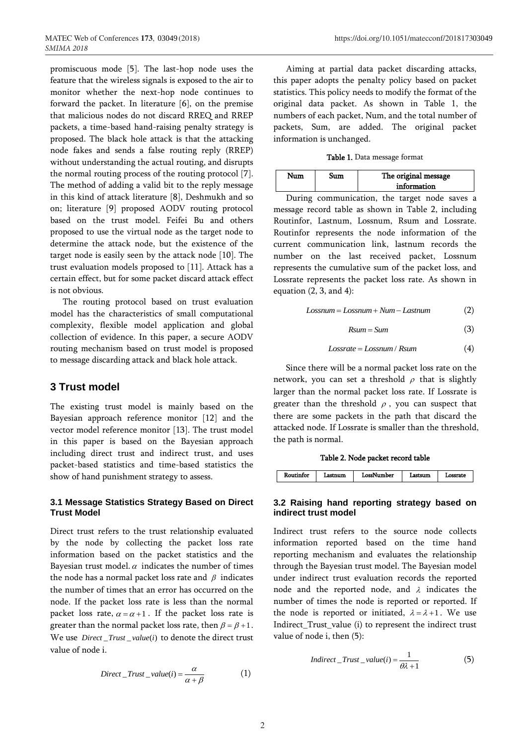promiscuous mode [5]. The last-hop node uses the feature that the wireless signals is exposed to the air to monitor whether the next-hop node continues to forward the packet. In literature [6], on the premise that malicious nodes do not discard RREQ and RREP packets, a time-based hand-raising penalty strategy is proposed. The black hole attack is that the attacking node fakes and sends a false routing reply (RREP) without understanding the actual routing, and disrupts the normal routing process of the routing protocol [7]. The method of adding a valid bit to the reply message in this kind of attack literature [8], Deshmukh and so on; literature [9] proposed AODV routing protocol based on the trust model. Feifei Bu and others proposed to use the virtual node as the target node to determine the attack node, but the existence of the target node is easily seen by the attack node [10]. The trust evaluation models proposed to [11]. Attack has a certain effect, but for some packet discard attack effect is not obvious.

The routing protocol based on trust evaluation model has the characteristics of small computational complexity, flexible model application and global collection of evidence. In this paper, a secure AODV routing mechanism based on trust model is proposed to message discarding attack and black hole attack.

## 3 Trust model

The existing trust model is mainly based on the Bayesian approach reference monitor [12] and the vector model reference monitor [13]. The trust model in this paper is based on the Bayesian approach including direct trust and indirect trust, and uses packet-based statistics and time-based statistics the show of hand punishment strategy to assess.

### 3.1 Message Statistics Strategy Based on Direct Trust Model

Direct trust refers to the trust relationship evaluated by the node by collecting the packet loss rate information based on the packet statistics and the Bayesian trust model. $\alpha$ indicates the number of times the node has a normal packet loss rate and $\beta$ indicates the number of times that an error has occurred on the node. If the packet loss rate is less than the normal packet loss rate, $\alpha = \alpha + 1$. If the packet loss rate is greater than the normal packet loss rate, then $\beta = \beta + 1$. We use $Direct\_Trust\_value(i)$ to denote the direct trust value of node i.

$$Direct\_Trust\_value(i) = \frac{\alpha}{\alpha + \beta} \tag{1}$$

Aiming at partial data packet discarding attacks, this paper adopts the penalty policy based on packet statistics. This policy needs to modify the format of the original data packet. As shown in Table 1, the numbers of each packet, Num, and the total number of packets, Sum, are added. The original packet information is unchanged.

**Table 1.** Data message format

| Num | Sum | The original message information |
|---|---|---|

During communication, the target node saves a message record table as shown in Table 2, including Routinfor, Lastnum, Lossnum, Rsum and Lossrate. Routinfor represents the node information of the current communication link, lastnum records the number on the last received packet, Lossnum represents the cumulative sum of the packet loss, and Lossrate represents the packet loss rate. As shown in equation (2, 3, and 4):

$$Lossnum = Lossnum + Num - Lastnum \tag{2}$$

$$Rsum = Sum \tag{3}$$

$$Lossrate = Lossnum / Rsum \tag{4}$$

Since there will be a normal packet loss rate on the network, you can set a threshold $\rho$ that is slightly larger than the normal packet loss rate. If Lossrate is greater than the threshold $\rho$, you can suspect that there are some packets in the path that discard the attacked node. If Lossrate is smaller than the threshold, the path is normal.

**Table 2. Node packet record table**

| Routinfor | Lastnum | LossNumber | Lastsum | Lossrate |
|---|---|---|---|---|

### 3.2 Raising hand reporting strategy based on indirect trust model

Indirect trust refers to the source node collects information reported based on the time hand reporting mechanism and evaluates the relationship through the Bayesian trust model. The Bayesian model under indirect trust evaluation records the reported node and the reported node, and $\lambda$ indicates the number of times the node is reported or reported. If the node is reported or initiated, $\lambda = \lambda + 1$. We use Indirect_Trust_value (i) to represent the indirect trust value of node i, then (5):

$$Indirect\_Trust\_value(i) = \frac{1}{\theta\lambda + 1} \tag{5}$$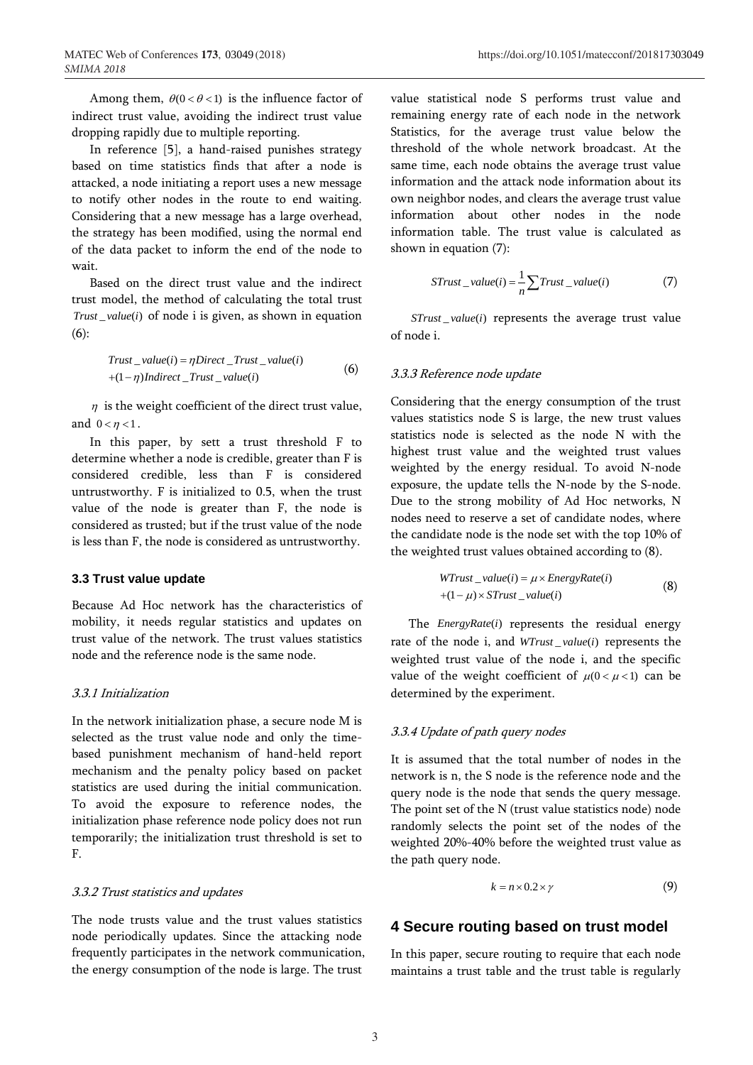Among them, $\theta(0<\theta<1)$ is the influence factor of indirect trust value, avoiding the indirect trust value dropping rapidly due to multiple reporting.

In reference [5], a hand-raised punishes strategy based on time statistics finds that after a node is attacked, a node initiating a report uses a new message to notify other nodes in the route to end waiting. Considering that a new message has a large overhead, the strategy has been modified, using the normal end of the data packet to inform the end of the node to wait.

Based on the direct trust value and the indirect trust model, the method of calculating the total trust $Trust\_value(i)$ of node i is given, as shown in equation (6):

$$Trust\_value(i) = \eta Direct\_Trust\_value(i) + (1-\eta) Indirect\_Trust\_value(i) \tag{6}$$

$\eta$ is the weight coefficient of the direct trust value, and $0<\eta<1$.

In this paper, by sett a trust threshold F to determine whether a node is credible, greater than F is considered credible, less than F is considered untrustworthy. F is initialized to 0.5, when the trust value of the node is greater than F, the node is considered as trusted; but if the trust value of the node is less than F, the node is considered as untrustworthy.

### 3.3 Trust value update

Because Ad Hoc network has the characteristics of mobility, it needs regular statistics and updates on trust value of the network. The trust values statistics node and the reference node is the same node.

#### *3.3.1 Initialization*

In the network initialization phase, a secure node M is selected as the trust value node and only the time-based punishment mechanism of hand-held report mechanism and the penalty policy based on packet statistics are used during the initial communication. To avoid the exposure to reference nodes, the initialization phase reference node policy does not run temporarily; the initialization trust threshold is set to F.

#### *3.3.2 Trust statistics and updates*

The node trusts value and the trust values statistics node periodically updates. Since the attacking node frequently participates in the network communication, the energy consumption of the node is large. The trust value statistical node S performs trust value and remaining energy rate of each node in the network Statistics, for the average trust value below the threshold of the whole network broadcast. At the same time, each node obtains the average trust value information and the attack node information about its own neighbor nodes, and clears the average trust value information about other nodes in the node information table. The trust value is calculated as shown in equation (7):

$$STrust\_value(i) = \frac{1}{n}\sum Trust\_value(i) \tag{7}$$

$STrust\_value(i)$ represents the average trust value of node i.

#### *3.3.3 Reference node update*

Considering that the energy consumption of the trust values statistics node S is large, the new trust values statistics node is selected as the node N with the highest trust value and the weighted trust values weighted by the energy residual. To avoid N-node exposure, the update tells the N-node by the S-node. Due to the strong mobility of Ad Hoc networks, N nodes need to reserve a set of candidate nodes, where the candidate node is the node set with the top 10% of the weighted trust values obtained according to (8).

$$WTrust\_value(i) = \mu \times EnergyRate(i) + (1-\mu) \times STrust\_value(i) \tag{8}$$

The $EnergyRate(i)$ represents the residual energy rate of the node i, and $WTrust\_value(i)$ represents the weighted trust value of the node i, and the specific value of the weight coefficient of $\mu(0<\mu<1)$ can be determined by the experiment.

#### *3.3.4 Update of path query nodes*

It is assumed that the total number of nodes in the network is n, the S node is the reference node and the query node is the node that sends the query message. The point set of the N (trust value statistics node) node randomly selects the point set of the nodes of the weighted 20%-40% before the weighted trust value as the path query node.

$$k = n \times 0.2 \times \gamma \tag{9}$$

## 4 Secure routing based on trust model

In this paper, secure routing to require that each node maintains a trust table and the trust table is regularly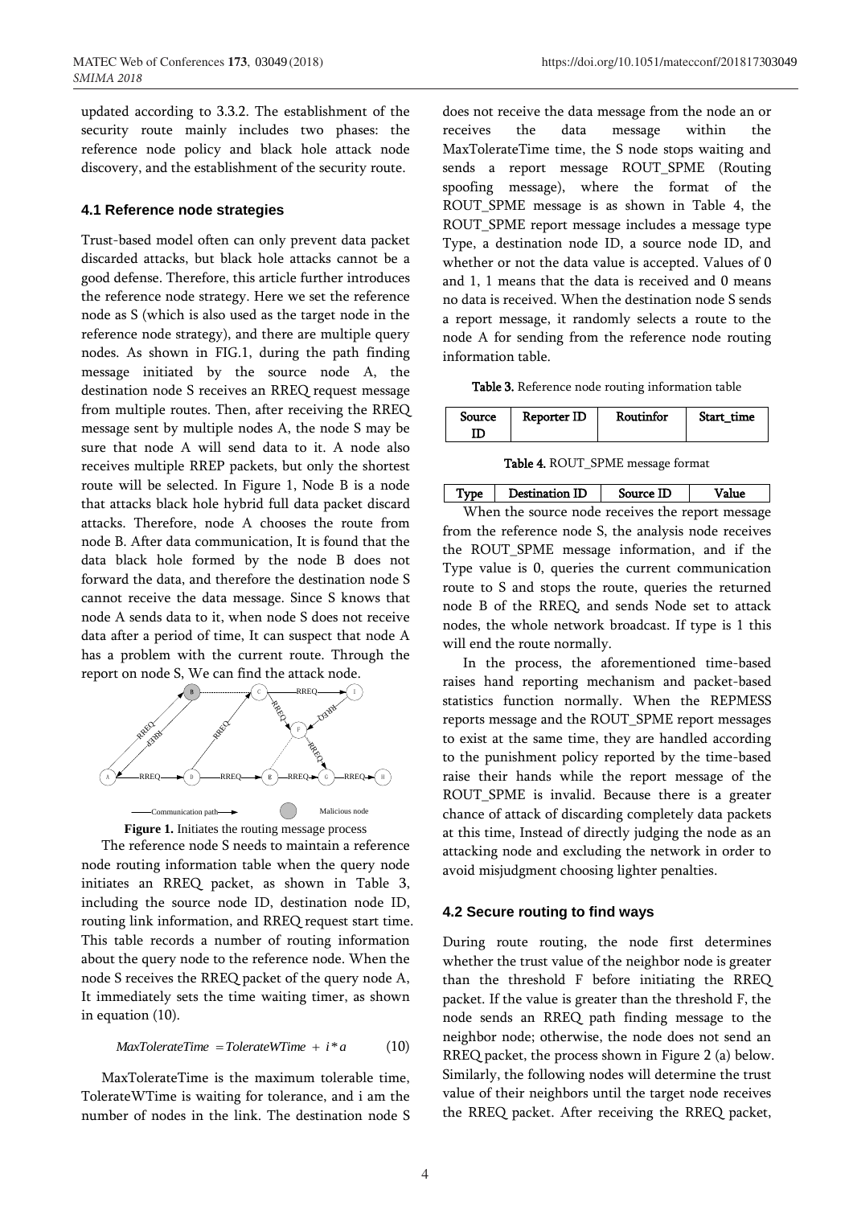updated according to 3.3.2. The establishment of the security route mainly includes two phases: the reference node policy and black hole attack node discovery, and the establishment of the security route.

## 4.1 Reference node strategies

Trust-based model often can only prevent data packet discarded attacks, but black hole attacks cannot be a good defense. Therefore, this article further introduces the reference node strategy. Here we set the reference node as S (which is also used as the target node in the reference node strategy), and there are multiple query nodes. As shown in FIG.1, during the path finding message initiated by the source node A, the destination node S receives an RREQ request message from multiple routes. Then, after receiving the RREQ message sent by multiple nodes A, the node S may be sure that node A will send data to it. A node also receives multiple RREP packets, but only the shortest route will be selected. In Figure 1, Node B is a node that attacks black hole hybrid full data packet discard attacks. Therefore, node A chooses the route from node B. After data communication, It is found that the data black hole formed by the node B does not forward the data, and therefore the destination node S cannot receive the data message. Since S knows that node A sends data to it, when node S does not receive data after a period of time, It can suspect that node A has a problem with the current route. Through the report on node S, We can find the attack node.

**Figure 1.** Initiates the routing message process

The reference node S needs to maintain a reference node routing information table when the query node initiates an RREQ packet, as shown in Table 3, including the source node ID, destination node ID, routing link information, and RREQ request start time. This table records a number of routing information about the query node to the reference node. When the node S receives the RREQ packet of the query node A, It immediately sets the time waiting timer, as shown in equation (10).

$$MaxTolerateTime = TolerateWTime + i*a \tag{10}$$

MaxTolerateTime is the maximum tolerable time, TolerateWTime is waiting for tolerance, and i am the number of nodes in the link. The destination node S does not receive the data message from the node an or receives the data message within the MaxTolerateTime time, the S node stops waiting and sends a report message ROUT_SPME (Routing spoofing message), where the format of the ROUT_SPME message is as shown in Table 4, the ROUT_SPME report message includes a message type Type, a destination node ID, a source node ID, and whether or not the data value is accepted. Values of 0 and 1, 1 means that the data is received and 0 means no data is received. When the destination node S sends a report message, it randomly selects a route to the node A for sending from the reference node routing information table.

**Table 3.** Reference node routing information table

| Source ID | Reporter ID | Routinfor | Start_time |
| --- | --- | --- | --- |

**Table 4.** ROUT_SPME message format

| Type | Destination ID | Source ID | Value |
| --- | --- | --- | --- |

When the source node receives the report message from the reference node S, the analysis node receives the ROUT_SPME message information, and if the Type value is 0, queries the current communication route to S and stops the route, queries the returned node B of the RREQ, and sends Node set to attack nodes, the whole network broadcast. If type is 1 this will end the route normally.

In the process, the aforementioned time-based raises hand reporting mechanism and packet-based statistics function normally. When the REPMESS reports message and the ROUT_SPME report messages to exist at the same time, they are handled according to the punishment policy reported by the time-based raise their hands while the report message of the ROUT_SPME is invalid. Because there is a greater chance of attack of discarding completely data packets at this time, Instead of directly judging the node as an attacking node and excluding the network in order to avoid misjudgment choosing lighter penalties.

## 4.2 Secure routing to find ways

During route routing, the node first determines whether the trust value of the neighbor node is greater than the threshold F before initiating the RREQ packet. If the value is greater than the threshold F, the node sends an RREQ path finding message to the neighbor node; otherwise, the node does not send an RREQ packet, the process shown in Figure 2 (a) below. Similarly, the following nodes will determine the trust value of their neighbors until the target node receives the RREQ packet. After receiving the RREQ packet,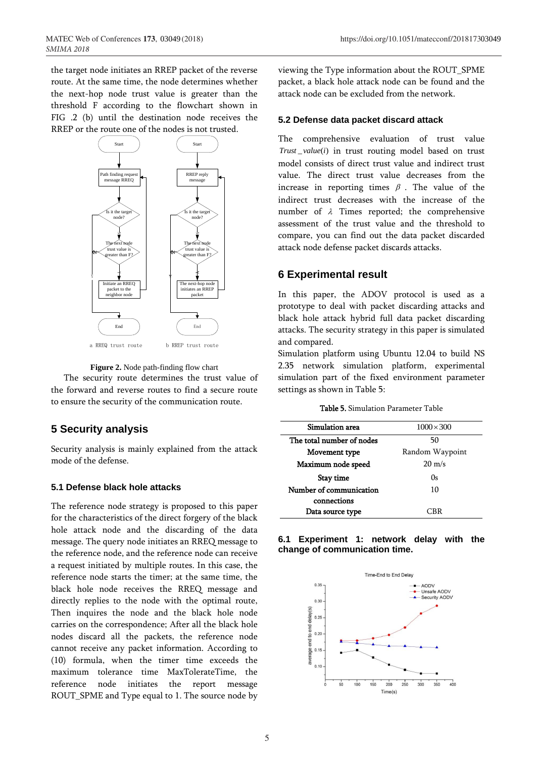the target node initiates an RREP packet of the reverse route. At the same time, the node determines whether the next-hop node trust value is greater than the threshold F according to the flowchart shown in FIG .2 (b) until the destination node receives the RREP or the route one of the nodes is not trusted.

a RREQ trust route　　b RREP trust route

**Figure 2.** Node path-finding flow chart

The security route determines the trust value of the forward and reverse routes to find a secure route to ensure the security of the communication route.

## 5 Security analysis

Security analysis is mainly explained from the attack mode of the defense.

### 5.1 Defense black hole attacks

The reference node strategy is proposed to this paper for the characteristics of the direct forgery of the black hole attack node and the discarding of the data message. The query node initiates an RREQ message to the reference node, and the reference node can receive a request initiated by multiple routes. In this case, the reference node starts the timer; at the same time, the black hole node receives the RREQ message and directly replies to the node with the optimal route, Then inquires the node and the black hole node carries on the correspondence; After all the black hole nodes discard all the packets, the reference node cannot receive any packet information. According to (10) formula, when the timer time exceeds the maximum tolerance time MaxTolerateTime, the reference node initiates the report message ROUT_SPME and Type equal to 1. The source node by viewing the Type information about the ROUT_SPME packet, a black hole attack node can be found and the attack node can be excluded from the network.

### 5.2 Defense data packet discard attack

The comprehensive evaluation of trust value $Trust\_value(i)$ in trust routing model based on trust model consists of direct trust value and indirect trust value. The direct trust value decreases from the increase in reporting times $\beta$ . The value of the indirect trust decreases with the increase of the number of $\lambda$ Times reported; the comprehensive assessment of the trust value and the threshold to compare, you can find out the data packet discarded attack node defense packet discards attacks.

## 6 Experimental result

In this paper, the ADOV protocol is used as a prototype to deal with packet discarding attacks and black hole attack hybrid full data packet discarding attacks. The security strategy in this paper is simulated and compared.

Simulation platform using Ubuntu 12.04 to build NS 2.35 network simulation platform, experimental simulation part of the fixed environment parameter settings as shown in Table 5:

**Table 5.** Simulation Parameter Table

| Simulation area | $1000\times300$ |
|---|---|
| The total number of nodes | 50 |
| Movement type | Random Waypoint |
| Maximum node speed | 20 m/s |
| Stay time | 0s |
| Number of communication connections | 10 |
| Data source type | CBR |

### 6.1 Experiment 1: network delay with the change of communication time.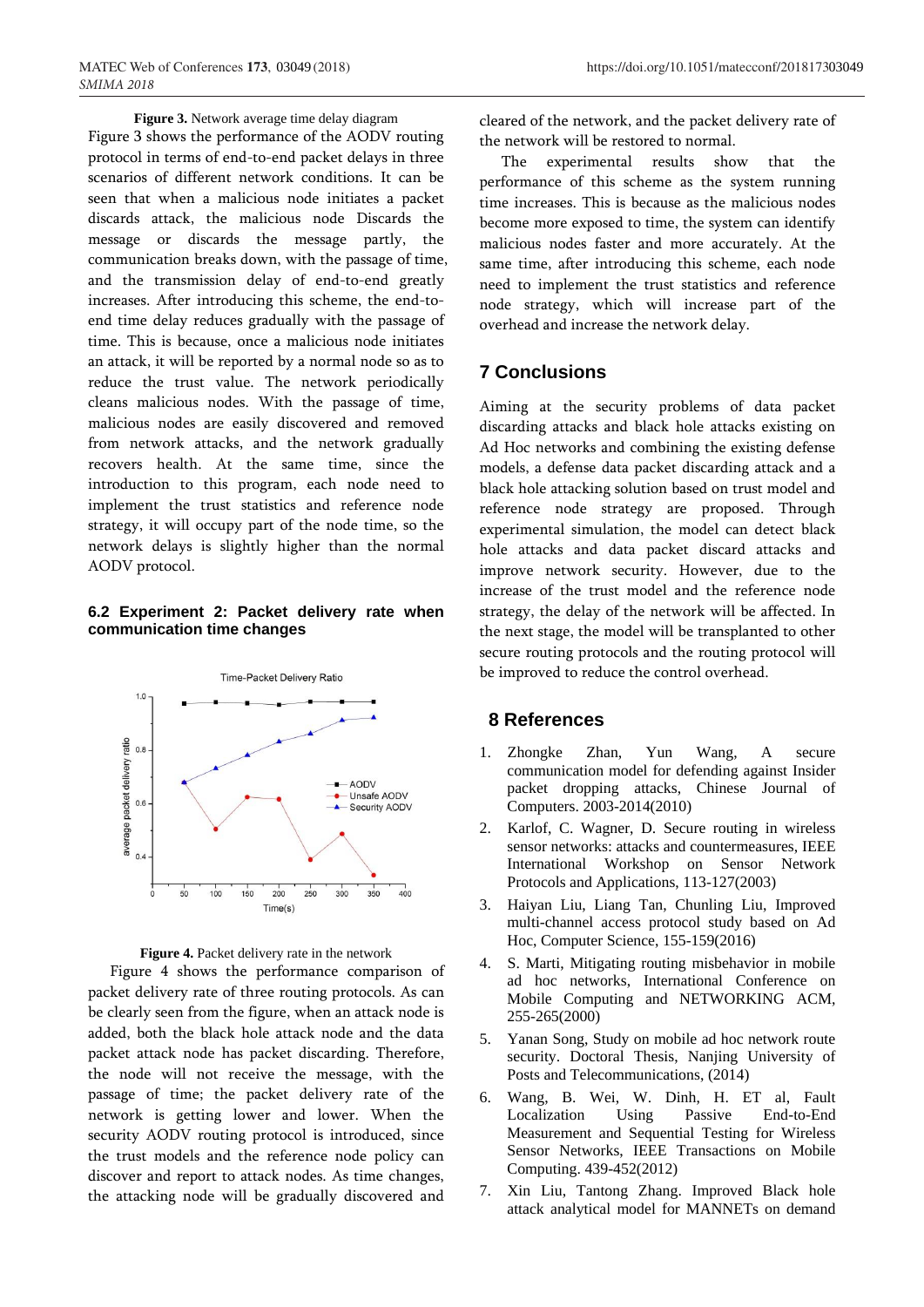**Figure 3.** Network average time delay diagram

Figure 3 shows the performance of the AODV routing protocol in terms of end-to-end packet delays in three scenarios of different network conditions. It can be seen that when a malicious node initiates a packet discards attack, the malicious node Discards the message or discards the message partly, the communication breaks down, with the passage of time, and the transmission delay of end-to-end greatly increases. After introducing this scheme, the end-to-end time delay reduces gradually with the passage of time. This is because, once a malicious node initiates an attack, it will be reported by a normal node so as to reduce the trust value. The network periodically cleans malicious nodes. With the passage of time, malicious nodes are easily discovered and removed from network attacks, and the network gradually recovers health. At the same time, since the introduction to this program, each node need to implement the trust statistics and reference node strategy, it will occupy part of the node time, so the network delays is slightly higher than the normal AODV protocol.

### 6.2 Experiment 2: Packet delivery rate when communication time changes

**Figure 4.** Packet delivery rate in the network

Figure 4 shows the performance comparison of packet delivery rate of three routing protocols. As can be clearly seen from the figure, when an attack node is added, both the black hole attack node and the data packet attack node has packet discarding. Therefore, the node will not receive the message, with the passage of time; the packet delivery rate of the network is getting lower and lower. When the security AODV routing protocol is introduced, since the trust models and the reference node policy can discover and report to attack nodes. As time changes, the attacking node will be gradually discovered and cleared of the network, and the packet delivery rate of the network will be restored to normal.

The experimental results show that the performance of this scheme as the system running time increases. This is because as the malicious nodes become more exposed to time, the system can identify malicious nodes faster and more accurately. At the same time, after introducing this scheme, each node need to implement the trust statistics and reference node strategy, which will increase part of the overhead and increase the network delay.

## 7 Conclusions

Aiming at the security problems of data packet discarding attacks and black hole attacks existing on Ad Hoc networks and combining the existing defense models, a defense data packet discarding attack and a black hole attacking solution based on trust model and reference node strategy are proposed. Through experimental simulation, the model can detect black hole attacks and data packet discard attacks and improve network security. However, due to the increase of the trust model and the reference node strategy, the delay of the network will be affected. In the next stage, the model will be transplanted to other secure routing protocols and the routing protocol will be improved to reduce the control overhead.

## 8 References

1. Zhongke Zhan, Yun Wang, A secure communication model for defending against Insider packet dropping attacks, Chinese Journal of Computers. 2003-2014(2010)
2. Karlof, C. Wagner, D. Secure routing in wireless sensor networks: attacks and countermeasures, IEEE International Workshop on Sensor Network Protocols and Applications, 113-127(2003)
3. Haiyan Liu, Liang Tan, Chunling Liu, Improved multi-channel access protocol study based on Ad Hoc, Computer Science, 155-159(2016)
4. S. Marti, Mitigating routing misbehavior in mobile ad hoc networks, International Conference on Mobile Computing and NETWORKING ACM, 255-265(2000)
5. Yanan Song, Study on mobile ad hoc network route security. Doctoral Thesis, Nanjing University of Posts and Telecommunications, (2014)
6. Wang, B. Wei, W. Dinh, H. ET al, Fault Localization Using Passive End-to-End Measurement and Sequential Testing for Wireless Sensor Networks, IEEE Transactions on Mobile Computing. 439-452(2012)
7. Xin Liu, Tantong Zhang. Improved Black hole attack analytical model for MANNETs on demand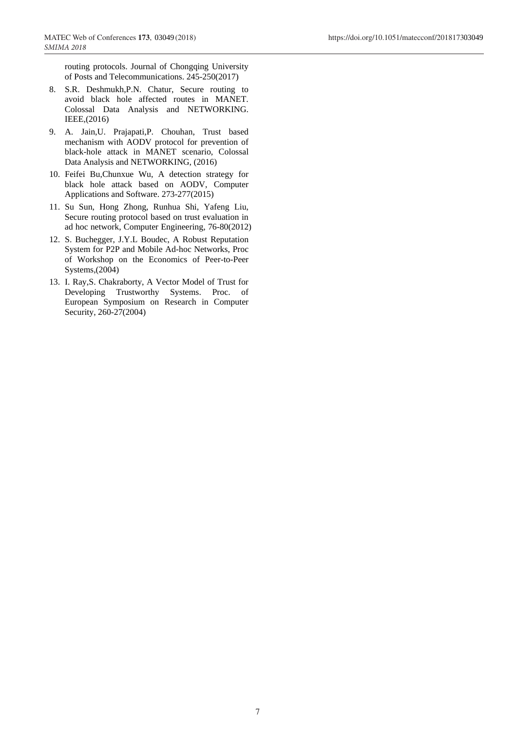routing protocols. Journal of Chongqing University of Posts and Telecommunications. 245-250(2017)

8. S.R. Deshmukh,P.N. Chatur, Secure routing to avoid black hole affected routes in MANET. Colossal Data Analysis and NETWORKING. IEEE,(2016)
9. A. Jain,U. Prajapati,P. Chouhan, Trust based mechanism with AODV protocol for prevention of black-hole attack in MANET scenario, Colossal Data Analysis and NETWORKING, (2016)
10. Feifei Bu,Chunxue Wu, A detection strategy for black hole attack based on AODV, Computer Applications and Software. 273-277(2015)
11. Su Sun, Hong Zhong, Runhua Shi, Yafeng Liu, Secure routing protocol based on trust evaluation in ad hoc network, Computer Engineering, 76-80(2012)
12. S. Buchegger, J.Y.L Boudec, A Robust Reputation System for P2P and Mobile Ad-hoc Networks, Proc of Workshop on the Economics of Peer-to-Peer Systems,(2004)
13. I. Ray,S. Chakraborty, A Vector Model of Trust for Developing Trustworthy Systems. Proc. of European Symposium on Research in Computer Security, 260-27(2004)